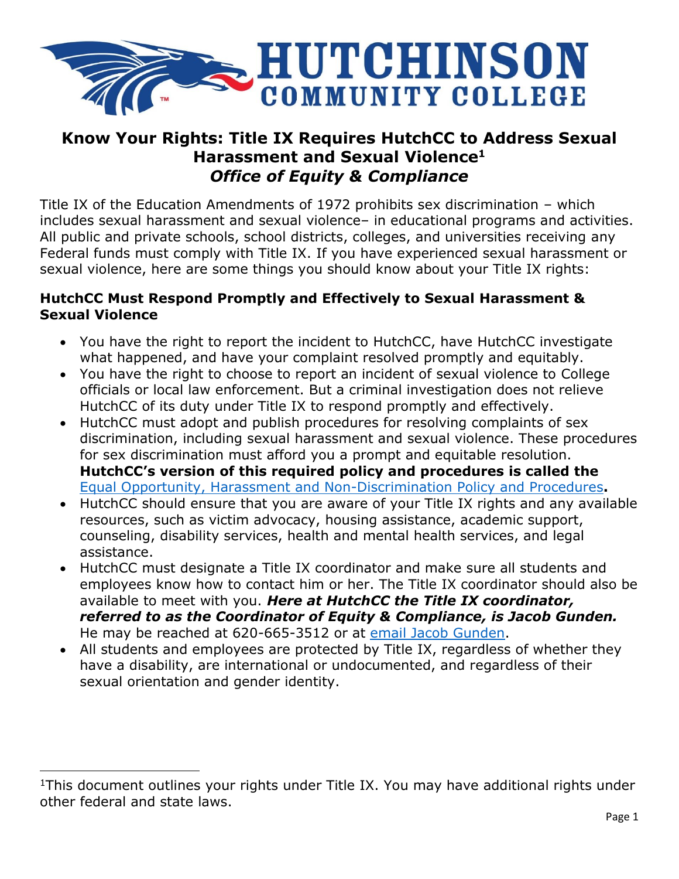# Know Your Rights: Title IX Requires HutchCC to Address Sexual Harassment and Sexual Violence[1]

## *Office of Equity & Compliance*

Title IX of the Education Amendments of 1972 prohibits sex discrimination – which includes sexual harassment and sexual violence– in educational programs and activities. All public and private schools, school districts, colleges, and universities receiving any Federal funds must comply with Title IX. If you have experienced sexual harassment or sexual violence, here are some things you should know about your Title IX rights:

### HutchCC Must Respond Promptly and Effectively to Sexual Harassment & Sexual Violence

- You have the right to report the incident to HutchCC, have HutchCC investigate what happened, and have your complaint resolved promptly and equitably.
- You have the right to choose to report an incident of sexual violence to College officials or local law enforcement. But a criminal investigation does not relieve HutchCC of its duty under Title IX to respond promptly and effectively.
- HutchCC must adopt and publish procedures for resolving complaints of sex discrimination, including sexual harassment and sexual violence. These procedures for sex discrimination must afford you a prompt and equitable resolution. **HutchCC's version of this required policy and procedures is called the** Equal Opportunity, Harassment and Non-Discrimination Policy and Procedures**.**
- HutchCC should ensure that you are aware of your Title IX rights and any available resources, such as victim advocacy, housing assistance, academic support, counseling, disability services, health and mental health services, and legal assistance.
- HutchCC must designate a Title IX coordinator and make sure all students and employees know how to contact him or her. The Title IX coordinator should also be available to meet with you. ***Here at HutchCC the Title IX coordinator, referred to as the Coordinator of Equity & Compliance, is Jacob Gunden.*** He may be reached at 620-665-3512 or at email Jacob Gunden.
- All students and employees are protected by Title IX, regardless of whether they have a disability, are international or undocumented, and regardless of their sexual orientation and gender identity.

[1]This document outlines your rights under Title IX. You may have additional rights under other federal and state laws.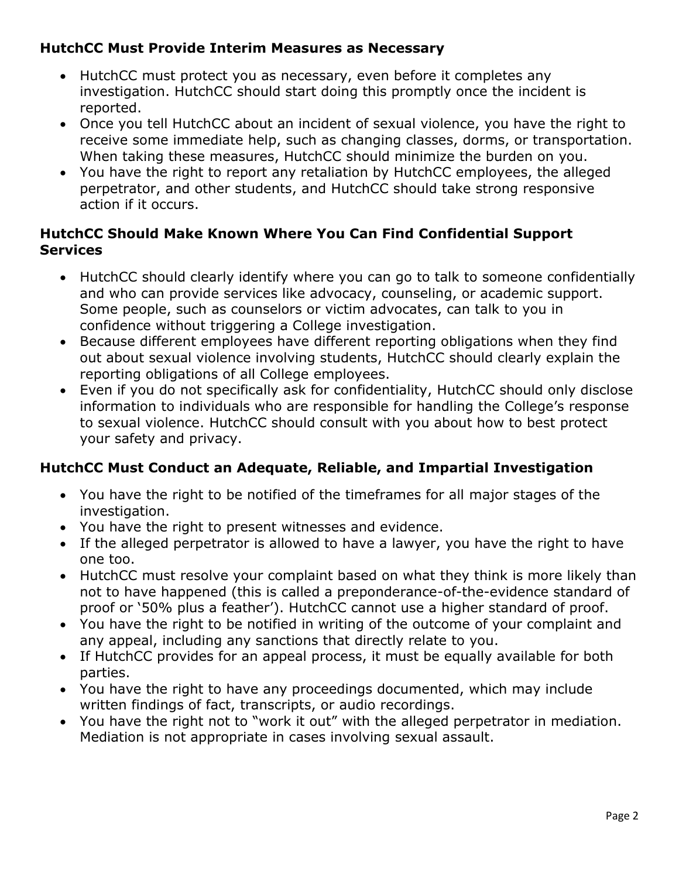### HutchCC Must Provide Interim Measures as Necessary

- HutchCC must protect you as necessary, even before it completes any investigation. HutchCC should start doing this promptly once the incident is reported.
- Once you tell HutchCC about an incident of sexual violence, you have the right to receive some immediate help, such as changing classes, dorms, or transportation. When taking these measures, HutchCC should minimize the burden on you.
- You have the right to report any retaliation by HutchCC employees, the alleged perpetrator, and other students, and HutchCC should take strong responsive action if it occurs.

### HutchCC Should Make Known Where You Can Find Confidential Support Services

- HutchCC should clearly identify where you can go to talk to someone confidentially and who can provide services like advocacy, counseling, or academic support. Some people, such as counselors or victim advocates, can talk to you in confidence without triggering a College investigation.
- Because different employees have different reporting obligations when they find out about sexual violence involving students, HutchCC should clearly explain the reporting obligations of all College employees.
- Even if you do not specifically ask for confidentiality, HutchCC should only disclose information to individuals who are responsible for handling the College's response to sexual violence. HutchCC should consult with you about how to best protect your safety and privacy.

### HutchCC Must Conduct an Adequate, Reliable, and Impartial Investigation

- You have the right to be notified of the timeframes for all major stages of the investigation.
- You have the right to present witnesses and evidence.
- If the alleged perpetrator is allowed to have a lawyer, you have the right to have one too.
- HutchCC must resolve your complaint based on what they think is more likely than not to have happened (this is called a preponderance-of-the-evidence standard of proof or '50% plus a feather'). HutchCC cannot use a higher standard of proof.
- You have the right to be notified in writing of the outcome of your complaint and any appeal, including any sanctions that directly relate to you.
- If HutchCC provides for an appeal process, it must be equally available for both parties.
- You have the right to have any proceedings documented, which may include written findings of fact, transcripts, or audio recordings.
- You have the right not to "work it out" with the alleged perpetrator in mediation. Mediation is not appropriate in cases involving sexual assault.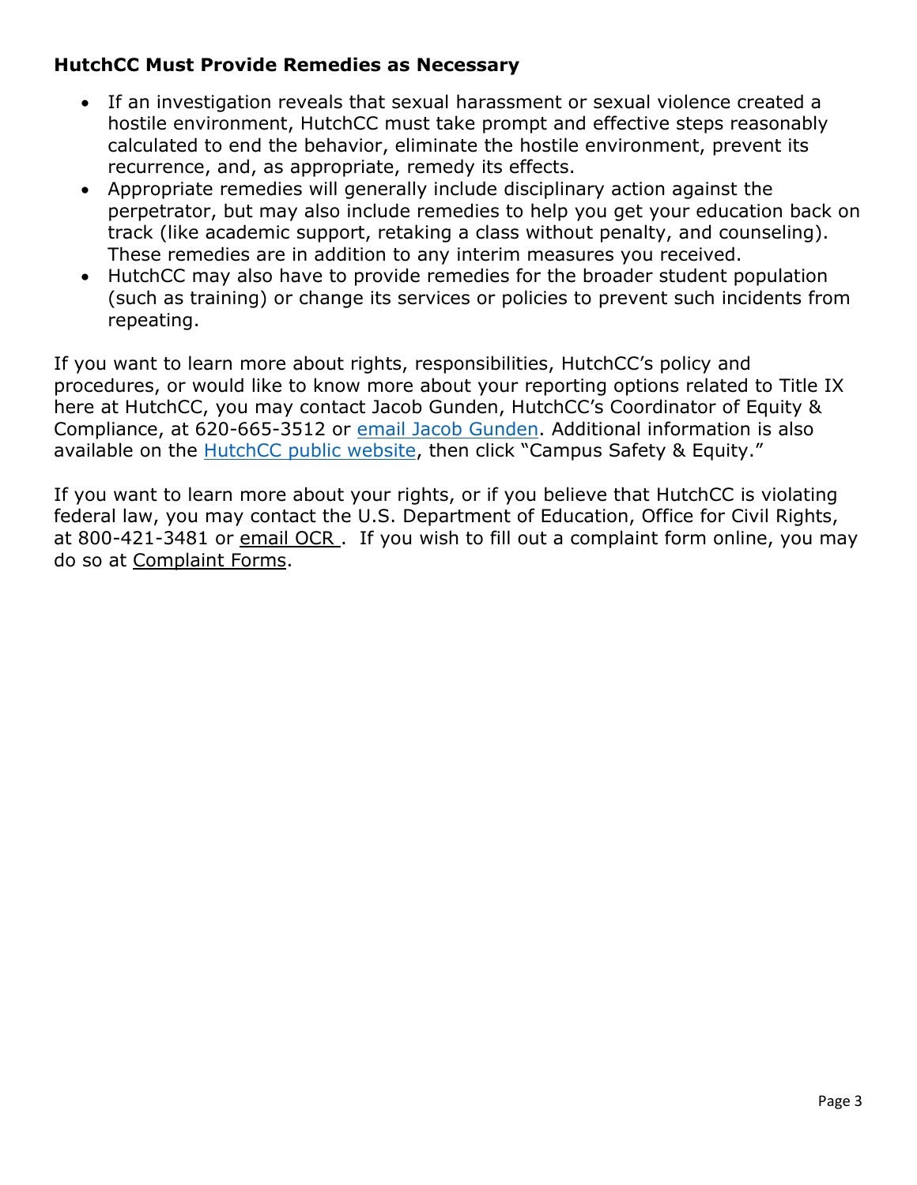**HutchCC Must Provide Remedies as Necessary**

- If an investigation reveals that sexual harassment or sexual violence created a hostile environment, HutchCC must take prompt and effective steps reasonably calculated to end the behavior, eliminate the hostile environment, prevent its recurrence, and, as appropriate, remedy its effects.
- Appropriate remedies will generally include disciplinary action against the perpetrator, but may also include remedies to help you get your education back on track (like academic support, retaking a class without penalty, and counseling). These remedies are in addition to any interim measures you received.
- HutchCC may also have to provide remedies for the broader student population (such as training) or change its services or policies to prevent such incidents from repeating.

If you want to learn more about rights, responsibilities, HutchCC's policy and procedures, or would like to know more about your reporting options related to Title IX here at HutchCC, you may contact Jacob Gunden, HutchCC's Coordinator of Equity & Compliance, at 620-665-3512 or email Jacob Gunden. Additional information is also available on the HutchCC public website, then click "Campus Safety & Equity."

If you want to learn more about your rights, or if you believe that HutchCC is violating federal law, you may contact the U.S. Department of Education, Office for Civil Rights, at 800-421-3481 or email OCR . If you wish to fill out a complaint form online, you may do so at Complaint Forms.